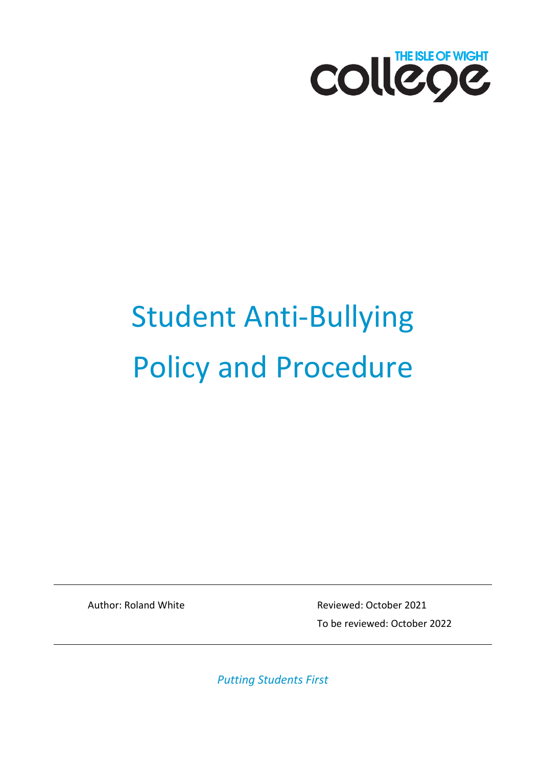THE ISLE OF WIGHT college

# Student Anti-Bullying Policy and Procedure

Author: Roland White

Reviewed: October 2021

To be reviewed: October 2022

*Putting Students First*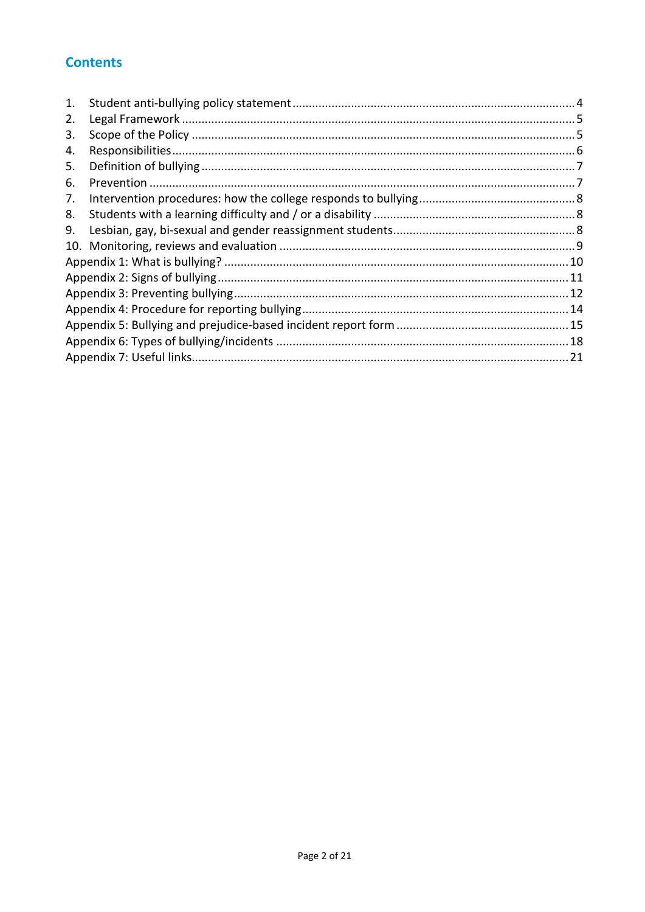## Contents

1. Student anti-bullying policy statement ..... 4
2. Legal Framework ..... 5
3. Scope of the Policy ..... 5
4. Responsibilities ..... 6
5. Definition of bullying ..... 7
6. Prevention ..... 7
7. Intervention procedures: how the college responds to bullying ..... 8
8. Students with a learning difficulty and / or a disability ..... 8
9. Lesbian, gay, bi-sexual and gender reassignment students ..... 8
10. Monitoring, reviews and evaluation ..... 9

Appendix 1: What is bullying? ..... 10
Appendix 2: Signs of bullying ..... 11
Appendix 3: Preventing bullying ..... 12
Appendix 4: Procedure for reporting bullying ..... 14
Appendix 5: Bullying and prejudice-based incident report form ..... 15
Appendix 6: Types of bullying/incidents ..... 18
Appendix 7: Useful links ..... 21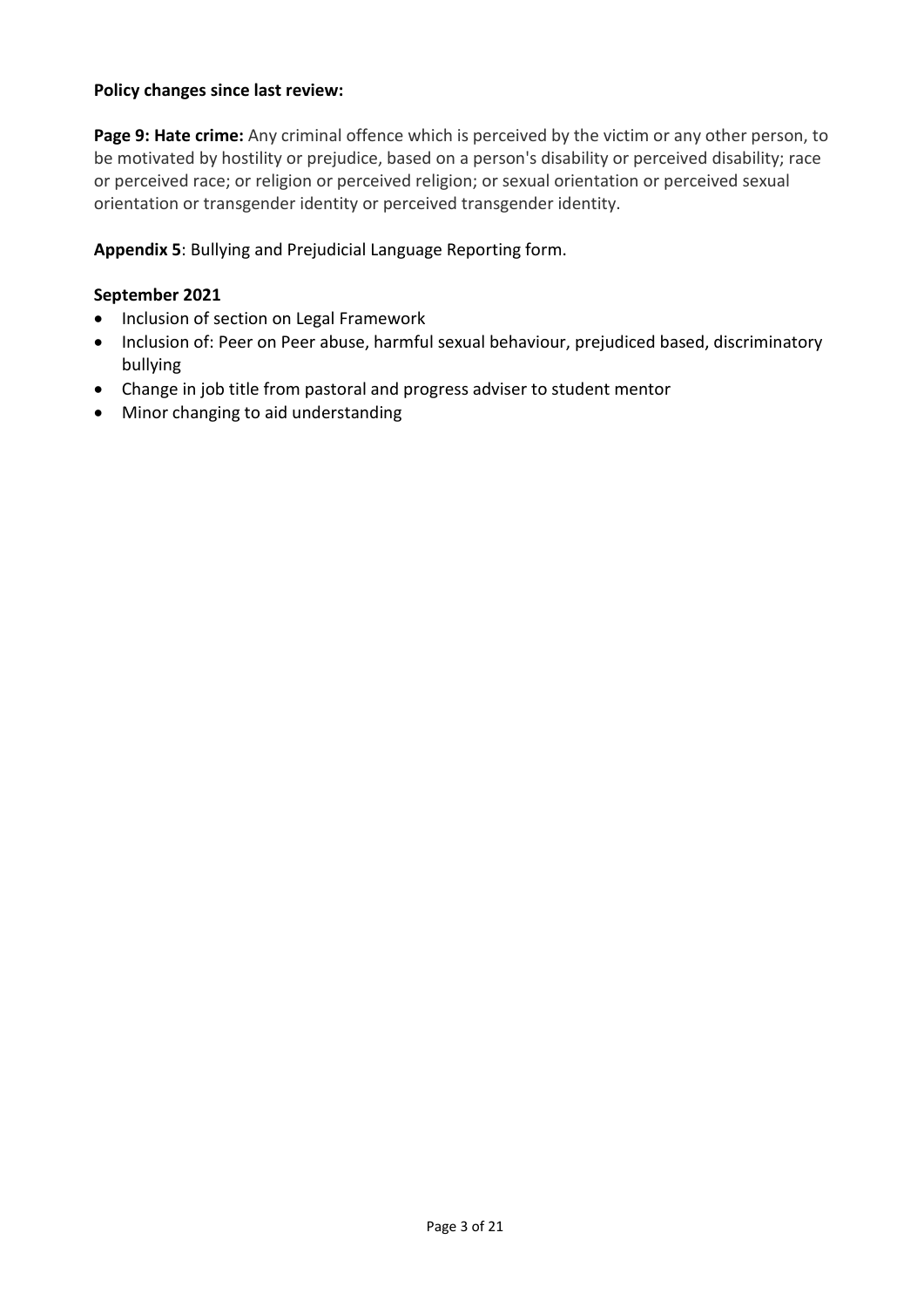**Policy changes since last review:**

**Page 9: Hate crime:** Any criminal offence which is perceived by the victim or any other person, to be motivated by hostility or prejudice, based on a person's disability or perceived disability; race or perceived race; or religion or perceived religion; or sexual orientation or perceived sexual orientation or transgender identity or perceived transgender identity.

**Appendix 5**: Bullying and Prejudicial Language Reporting form.

**September 2021**

- Inclusion of section on Legal Framework
- Inclusion of: Peer on Peer abuse, harmful sexual behaviour, prejudiced based, discriminatory bullying
- Change in job title from pastoral and progress adviser to student mentor
- Minor changing to aid understanding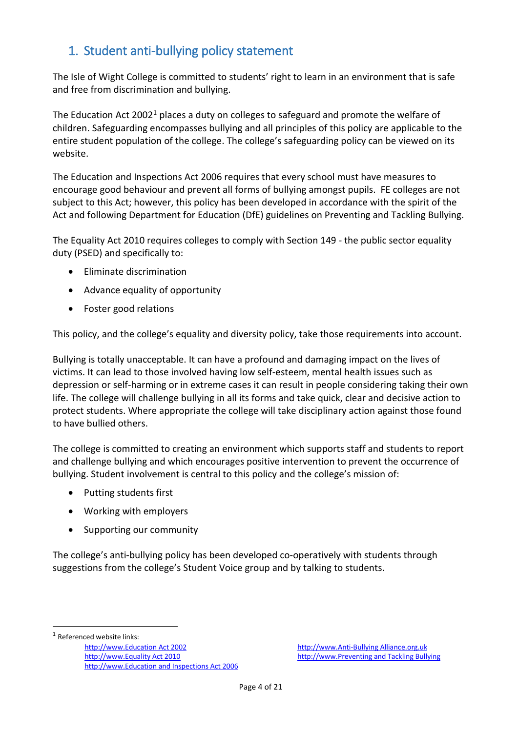## 1. Student anti-bullying policy statement

The Isle of Wight College is committed to students' right to learn in an environment that is safe and free from discrimination and bullying.

The Education Act 2002[1] places a duty on colleges to safeguard and promote the welfare of children. Safeguarding encompasses bullying and all principles of this policy are applicable to the entire student population of the college. The college's safeguarding policy can be viewed on its website.

The Education and Inspections Act 2006 requires that every school must have measures to encourage good behaviour and prevent all forms of bullying amongst pupils. FE colleges are not subject to this Act; however, this policy has been developed in accordance with the spirit of the Act and following Department for Education (DfE) guidelines on Preventing and Tackling Bullying.

The Equality Act 2010 requires colleges to comply with Section 149 - the public sector equality duty (PSED) and specifically to:

- Eliminate discrimination
- Advance equality of opportunity
- Foster good relations

This policy, and the college's equality and diversity policy, take those requirements into account.

Bullying is totally unacceptable. It can have a profound and damaging impact on the lives of victims. It can lead to those involved having low self-esteem, mental health issues such as depression or self-harming or in extreme cases it can result in people considering taking their own life. The college will challenge bullying in all its forms and take quick, clear and decisive action to protect students. Where appropriate the college will take disciplinary action against those found to have bullied others.

The college is committed to creating an environment which supports staff and students to report and challenge bullying and which encourages positive intervention to prevent the occurrence of bullying. Student involvement is central to this policy and the college's mission of:

- Putting students first
- Working with employers
- Supporting our community

The college's anti-bullying policy has been developed co-operatively with students through suggestions from the college's Student Voice group and by talking to students.

---

[1] Referenced website links:

- http://www.Education Act 2002
- http://www.Equality Act 2010
- http://www.Education and Inspections Act 2006
- http://www.Anti-Bullying Alliance.org.uk
- http://www.Preventing and Tackling Bullying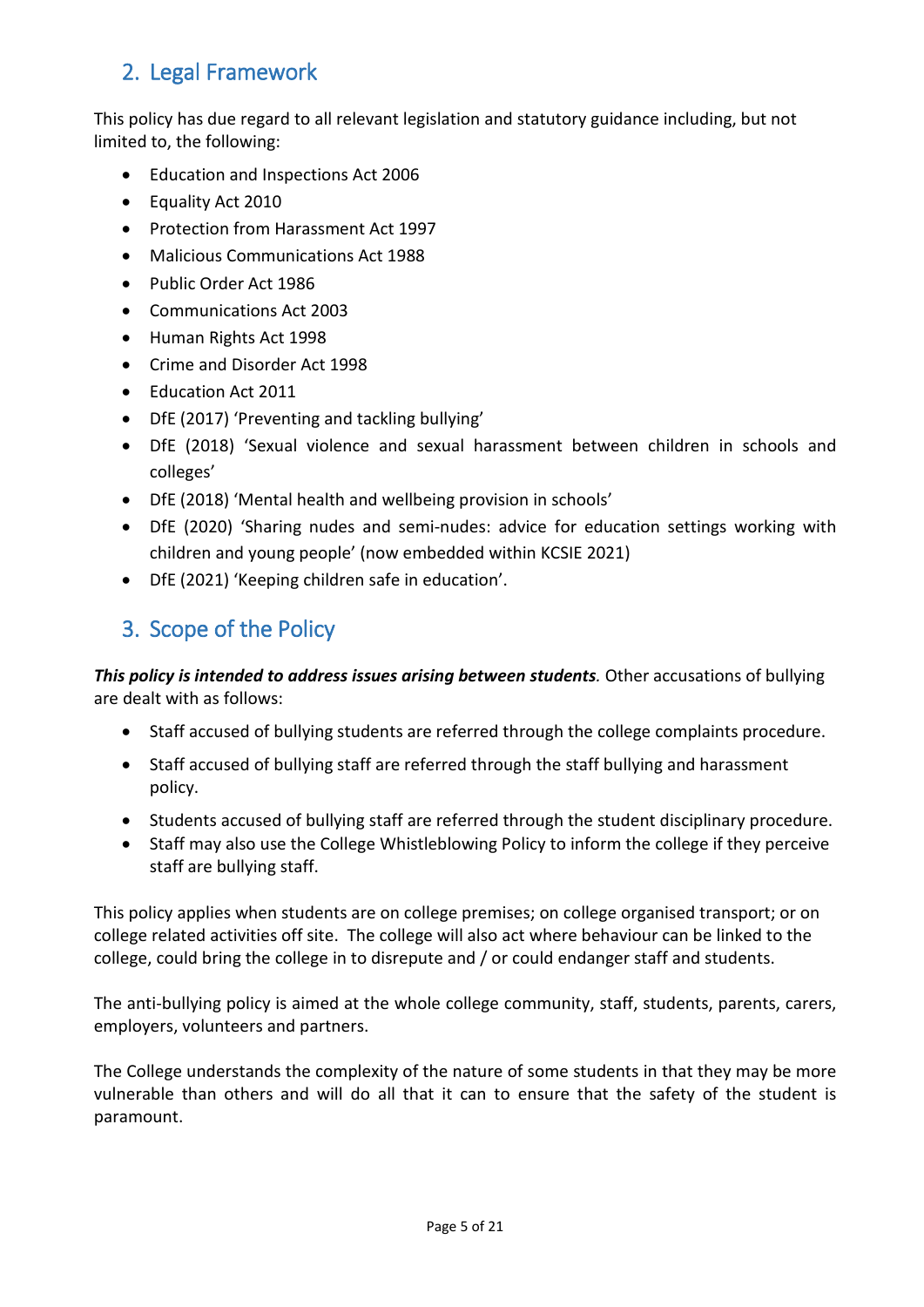## 2. Legal Framework

This policy has due regard to all relevant legislation and statutory guidance including, but not limited to, the following:

- Education and Inspections Act 2006
- Equality Act 2010
- Protection from Harassment Act 1997
- Malicious Communications Act 1988
- Public Order Act 1986
- Communications Act 2003
- Human Rights Act 1998
- Crime and Disorder Act 1998
- Education Act 2011
- DfE (2017) 'Preventing and tackling bullying'
- DfE (2018) 'Sexual violence and sexual harassment between children in schools and colleges'
- DfE (2018) 'Mental health and wellbeing provision in schools'
- DfE (2020) 'Sharing nudes and semi-nudes: advice for education settings working with children and young people' (now embedded within KCSIE 2021)
- DfE (2021) 'Keeping children safe in education'.

## 3. Scope of the Policy

***This policy is intended to address issues arising between students.*** Other accusations of bullying are dealt with as follows:

- Staff accused of bullying students are referred through the college complaints procedure.
- Staff accused of bullying staff are referred through the staff bullying and harassment policy.
- Students accused of bullying staff are referred through the student disciplinary procedure.
- Staff may also use the College Whistleblowing Policy to inform the college if they perceive staff are bullying staff.

This policy applies when students are on college premises; on college organised transport; or on college related activities off site. The college will also act where behaviour can be linked to the college, could bring the college in to disrepute and / or could endanger staff and students.

The anti-bullying policy is aimed at the whole college community, staff, students, parents, carers, employers, volunteers and partners.

The College understands the complexity of the nature of some students in that they may be more vulnerable than others and will do all that it can to ensure that the safety of the student is paramount.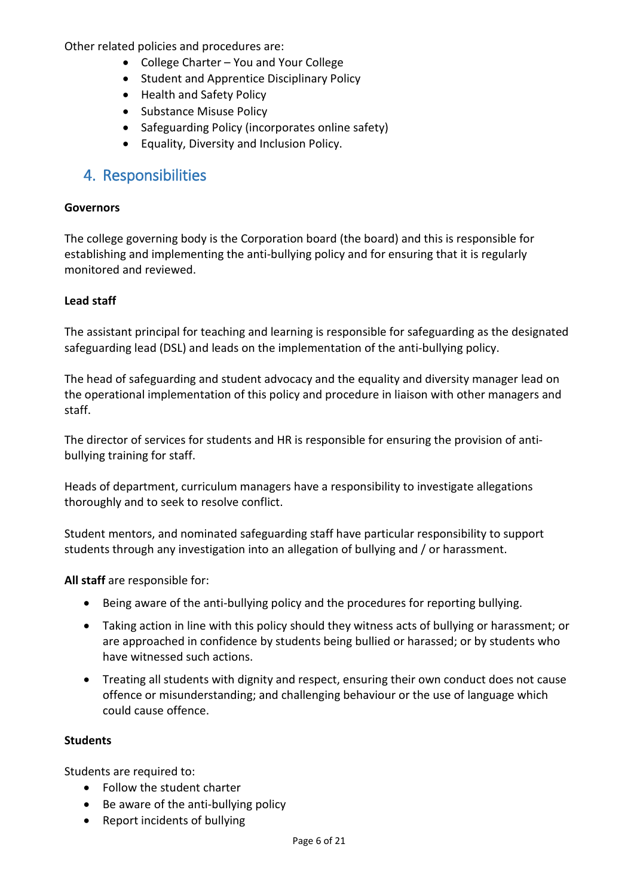Other related policies and procedures are:

- College Charter – You and Your College
- Student and Apprentice Disciplinary Policy
- Health and Safety Policy
- Substance Misuse Policy
- Safeguarding Policy (incorporates online safety)
- Equality, Diversity and Inclusion Policy.

## 4. Responsibilities

**Governors**

The college governing body is the Corporation board (the board) and this is responsible for establishing and implementing the anti-bullying policy and for ensuring that it is regularly monitored and reviewed.

**Lead staff**

The assistant principal for teaching and learning is responsible for safeguarding as the designated safeguarding lead (DSL) and leads on the implementation of the anti-bullying policy.

The head of safeguarding and student advocacy and the equality and diversity manager lead on the operational implementation of this policy and procedure in liaison with other managers and staff.

The director of services for students and HR is responsible for ensuring the provision of anti-bullying training for staff.

Heads of department, curriculum managers have a responsibility to investigate allegations thoroughly and to seek to resolve conflict.

Student mentors, and nominated safeguarding staff have particular responsibility to support students through any investigation into an allegation of bullying and / or harassment.

**All staff** are responsible for:

- Being aware of the anti-bullying policy and the procedures for reporting bullying.
- Taking action in line with this policy should they witness acts of bullying or harassment; or are approached in confidence by students being bullied or harassed; or by students who have witnessed such actions.
- Treating all students with dignity and respect, ensuring their own conduct does not cause offence or misunderstanding; and challenging behaviour or the use of language which could cause offence.

**Students**

Students are required to:

- Follow the student charter
- Be aware of the anti-bullying policy
- Report incidents of bullying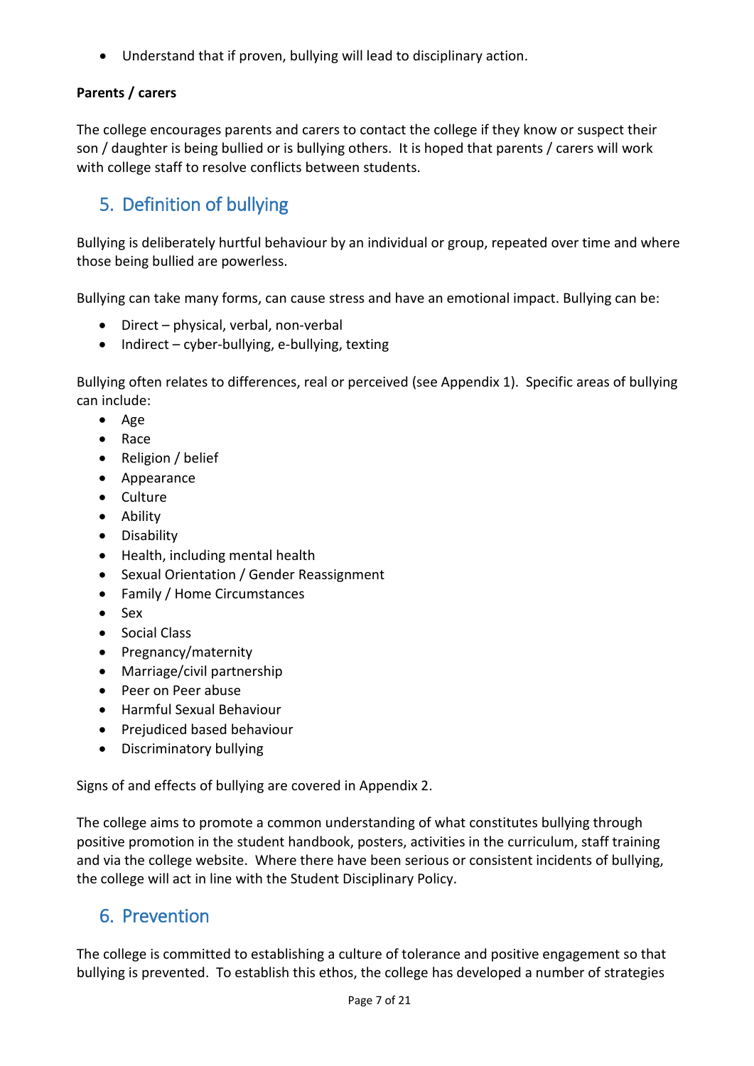- Understand that if proven, bullying will lead to disciplinary action.

**Parents / carers**

The college encourages parents and carers to contact the college if they know or suspect their son / daughter is being bullied or is bullying others. It is hoped that parents / carers will work with college staff to resolve conflicts between students.

## 5. Definition of bullying

Bullying is deliberately hurtful behaviour by an individual or group, repeated over time and where those being bullied are powerless.

Bullying can take many forms, can cause stress and have an emotional impact. Bullying can be:

- Direct – physical, verbal, non-verbal
- Indirect – cyber-bullying, e-bullying, texting

Bullying often relates to differences, real or perceived (see Appendix 1). Specific areas of bullying can include:

- Age
- Race
- Religion / belief
- Appearance
- Culture
- Ability
- Disability
- Health, including mental health
- Sexual Orientation / Gender Reassignment
- Family / Home Circumstances
- Sex
- Social Class
- Pregnancy/maternity
- Marriage/civil partnership
- Peer on Peer abuse
- Harmful Sexual Behaviour
- Prejudiced based behaviour
- Discriminatory bullying

Signs of and effects of bullying are covered in Appendix 2.

The college aims to promote a common understanding of what constitutes bullying through positive promotion in the student handbook, posters, activities in the curriculum, staff training and via the college website. Where there have been serious or consistent incidents of bullying, the college will act in line with the Student Disciplinary Policy.

## 6. Prevention

The college is committed to establishing a culture of tolerance and positive engagement so that bullying is prevented. To establish this ethos, the college has developed a number of strategies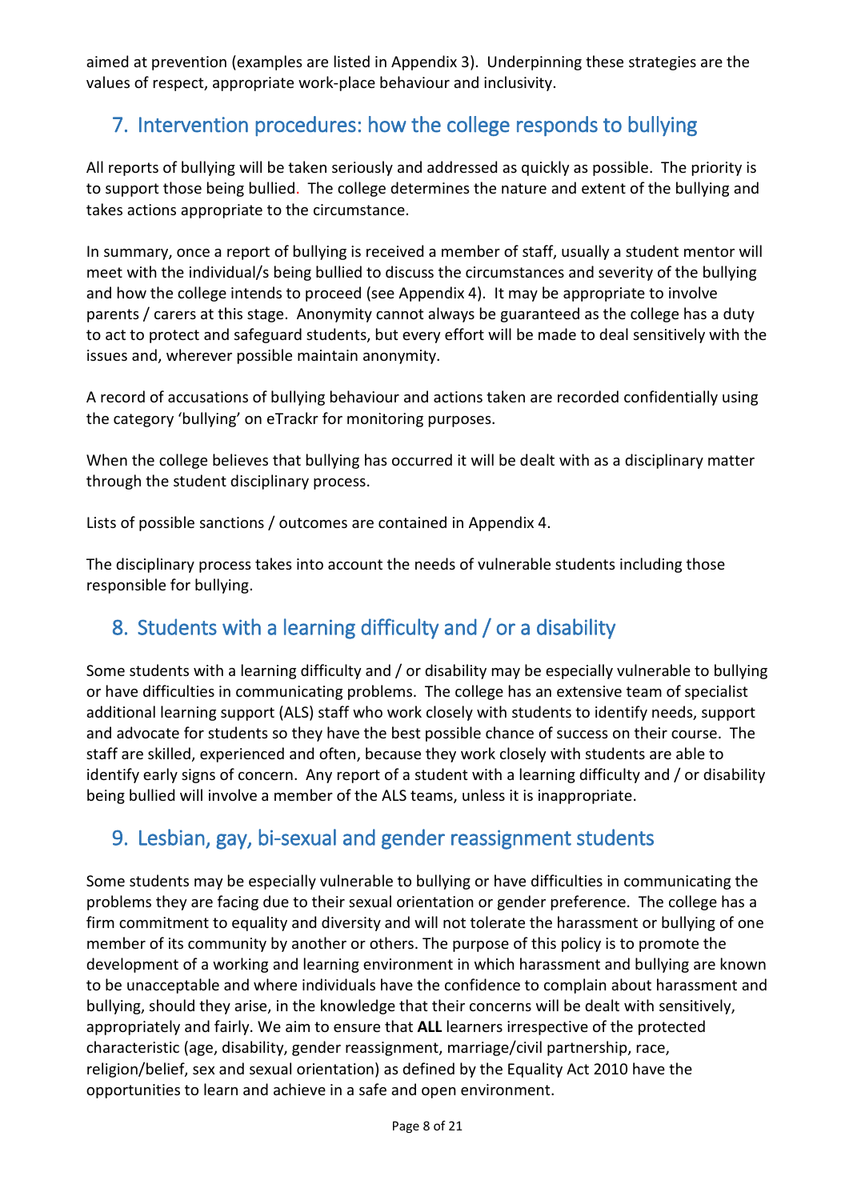aimed at prevention (examples are listed in Appendix 3). Underpinning these strategies are the values of respect, appropriate work-place behaviour and inclusivity.

## 7. Intervention procedures: how the college responds to bullying

All reports of bullying will be taken seriously and addressed as quickly as possible. The priority is to support those being bullied. The college determines the nature and extent of the bullying and takes actions appropriate to the circumstance.

In summary, once a report of bullying is received a member of staff, usually a student mentor will meet with the individual/s being bullied to discuss the circumstances and severity of the bullying and how the college intends to proceed (see Appendix 4). It may be appropriate to involve parents / carers at this stage. Anonymity cannot always be guaranteed as the college has a duty to act to protect and safeguard students, but every effort will be made to deal sensitively with the issues and, wherever possible maintain anonymity.

A record of accusations of bullying behaviour and actions taken are recorded confidentially using the category 'bullying' on eTrackr for monitoring purposes.

When the college believes that bullying has occurred it will be dealt with as a disciplinary matter through the student disciplinary process.

Lists of possible sanctions / outcomes are contained in Appendix 4.

The disciplinary process takes into account the needs of vulnerable students including those responsible for bullying.

## 8. Students with a learning difficulty and / or a disability

Some students with a learning difficulty and / or disability may be especially vulnerable to bullying or have difficulties in communicating problems. The college has an extensive team of specialist additional learning support (ALS) staff who work closely with students to identify needs, support and advocate for students so they have the best possible chance of success on their course. The staff are skilled, experienced and often, because they work closely with students are able to identify early signs of concern. Any report of a student with a learning difficulty and / or disability being bullied will involve a member of the ALS teams, unless it is inappropriate.

## 9. Lesbian, gay, bi-sexual and gender reassignment students

Some students may be especially vulnerable to bullying or have difficulties in communicating the problems they are facing due to their sexual orientation or gender preference. The college has a firm commitment to equality and diversity and will not tolerate the harassment or bullying of one member of its community by another or others. The purpose of this policy is to promote the development of a working and learning environment in which harassment and bullying are known to be unacceptable and where individuals have the confidence to complain about harassment and bullying, should they arise, in the knowledge that their concerns will be dealt with sensitively, appropriately and fairly. We aim to ensure that **ALL** learners irrespective of the protected characteristic (age, disability, gender reassignment, marriage/civil partnership, race, religion/belief, sex and sexual orientation) as defined by the Equality Act 2010 have the opportunities to learn and achieve in a safe and open environment.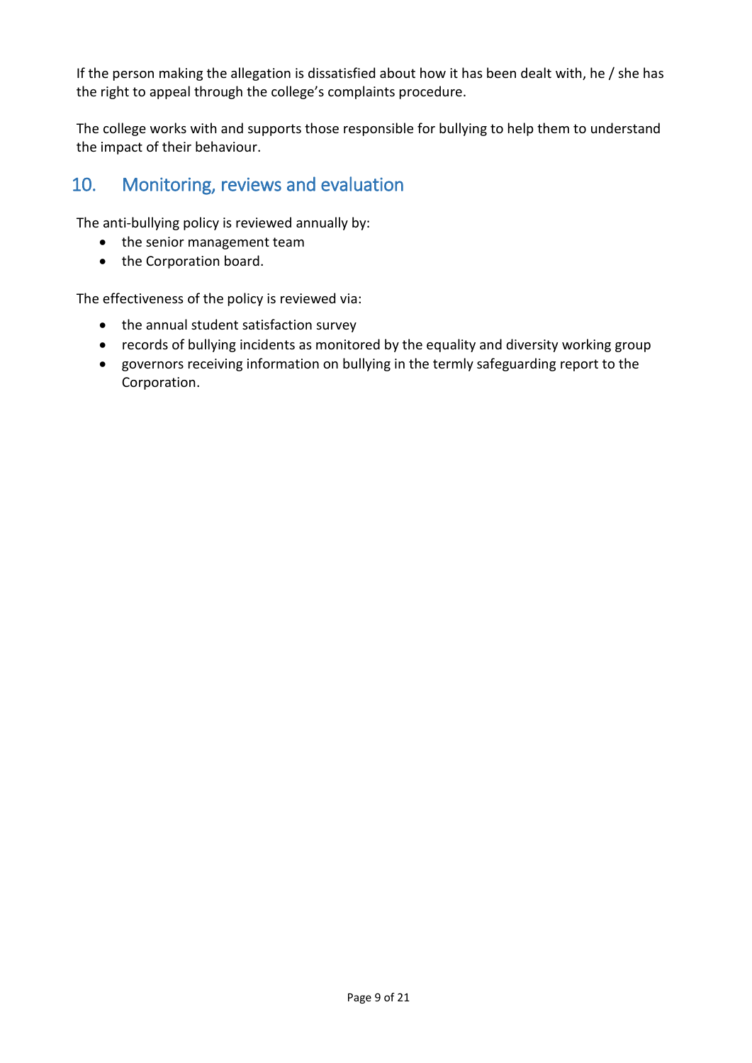If the person making the allegation is dissatisfied about how it has been dealt with, he / she has the right to appeal through the college's complaints procedure.

The college works with and supports those responsible for bullying to help them to understand the impact of their behaviour.

## 10. Monitoring, reviews and evaluation

The anti-bullying policy is reviewed annually by:

- the senior management team
- the Corporation board.

The effectiveness of the policy is reviewed via:

- the annual student satisfaction survey
- records of bullying incidents as monitored by the equality and diversity working group
- governors receiving information on bullying in the termly safeguarding report to the Corporation.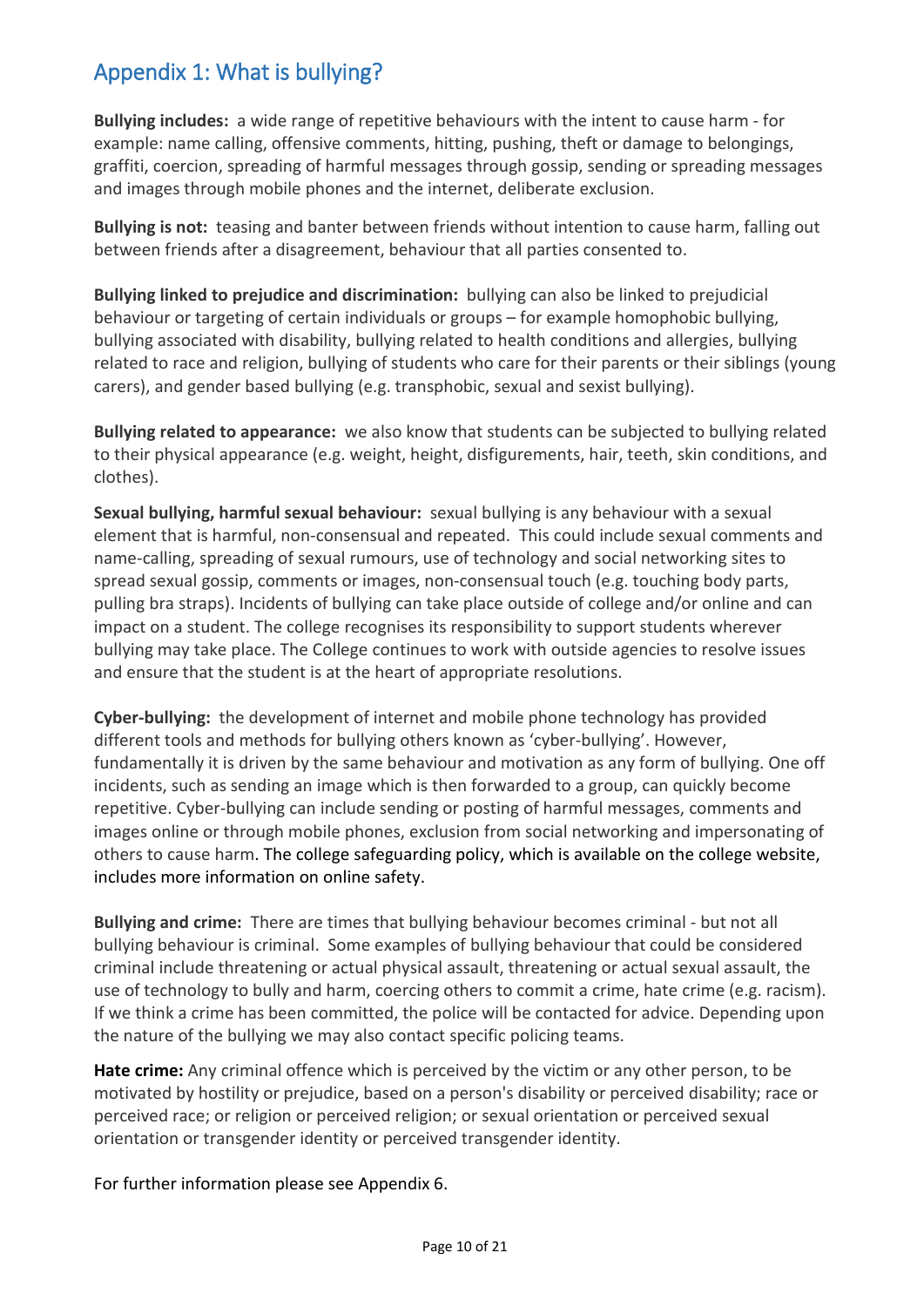## Appendix 1: What is bullying?

**Bullying includes:** a wide range of repetitive behaviours with the intent to cause harm - for example: name calling, offensive comments, hitting, pushing, theft or damage to belongings, graffiti, coercion, spreading of harmful messages through gossip, sending or spreading messages and images through mobile phones and the internet, deliberate exclusion.

**Bullying is not:** teasing and banter between friends without intention to cause harm, falling out between friends after a disagreement, behaviour that all parties consented to.

**Bullying linked to prejudice and discrimination:** bullying can also be linked to prejudicial behaviour or targeting of certain individuals or groups – for example homophobic bullying, bullying associated with disability, bullying related to health conditions and allergies, bullying related to race and religion, bullying of students who care for their parents or their siblings (young carers), and gender based bullying (e.g. transphobic, sexual and sexist bullying).

**Bullying related to appearance:** we also know that students can be subjected to bullying related to their physical appearance (e.g. weight, height, disfigurements, hair, teeth, skin conditions, and clothes).

**Sexual bullying, harmful sexual behaviour:** sexual bullying is any behaviour with a sexual element that is harmful, non-consensual and repeated. This could include sexual comments and name-calling, spreading of sexual rumours, use of technology and social networking sites to spread sexual gossip, comments or images, non-consensual touch (e.g. touching body parts, pulling bra straps). Incidents of bullying can take place outside of college and/or online and can impact on a student. The college recognises its responsibility to support students wherever bullying may take place. The College continues to work with outside agencies to resolve issues and ensure that the student is at the heart of appropriate resolutions.

**Cyber-bullying:** the development of internet and mobile phone technology has provided different tools and methods for bullying others known as 'cyber-bullying'. However, fundamentally it is driven by the same behaviour and motivation as any form of bullying. One off incidents, such as sending an image which is then forwarded to a group, can quickly become repetitive. Cyber-bullying can include sending or posting of harmful messages, comments and images online or through mobile phones, exclusion from social networking and impersonating of others to cause harm. The college safeguarding policy, which is available on the college website, includes more information on online safety.

**Bullying and crime:** There are times that bullying behaviour becomes criminal - but not all bullying behaviour is criminal. Some examples of bullying behaviour that could be considered criminal include threatening or actual physical assault, threatening or actual sexual assault, the use of technology to bully and harm, coercing others to commit a crime, hate crime (e.g. racism). If we think a crime has been committed, the police will be contacted for advice. Depending upon the nature of the bullying we may also contact specific policing teams.

**Hate crime:** Any criminal offence which is perceived by the victim or any other person, to be motivated by hostility or prejudice, based on a person's disability or perceived disability; race or perceived race; or religion or perceived religion; or sexual orientation or perceived sexual orientation or transgender identity or perceived transgender identity.

For further information please see Appendix 6.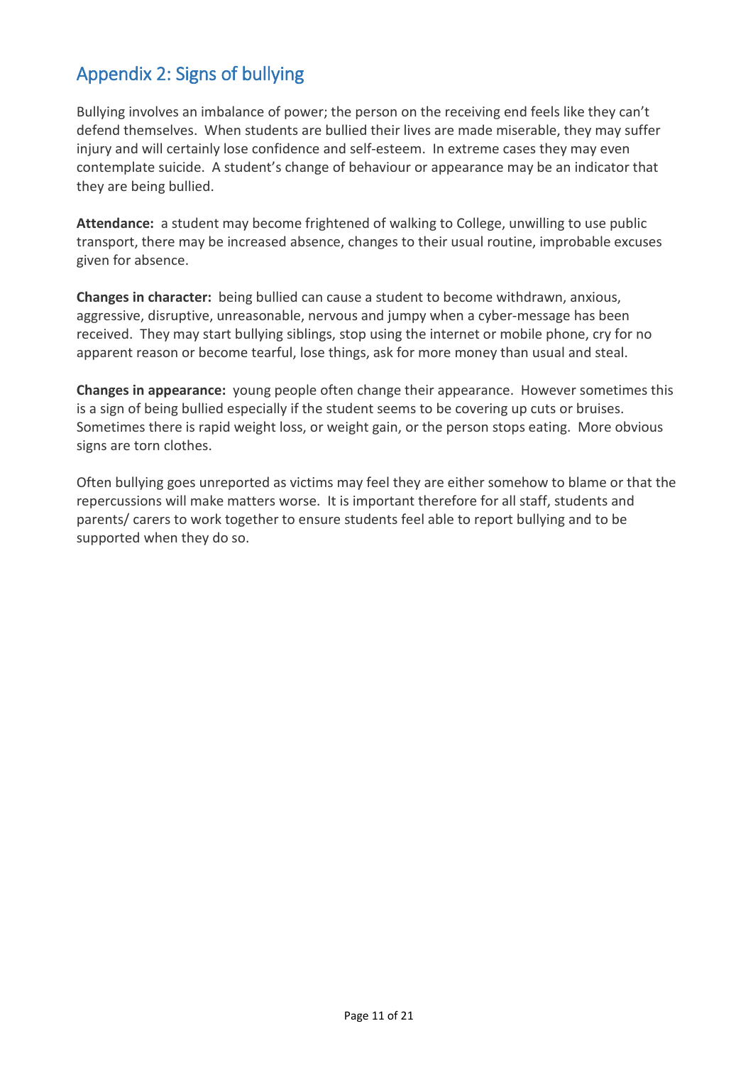## Appendix 2: Signs of bullying

Bullying involves an imbalance of power; the person on the receiving end feels like they can't defend themselves. When students are bullied their lives are made miserable, they may suffer injury and will certainly lose confidence and self-esteem. In extreme cases they may even contemplate suicide. A student's change of behaviour or appearance may be an indicator that they are being bullied.

**Attendance:** a student may become frightened of walking to College, unwilling to use public transport, there may be increased absence, changes to their usual routine, improbable excuses given for absence.

**Changes in character:** being bullied can cause a student to become withdrawn, anxious, aggressive, disruptive, unreasonable, nervous and jumpy when a cyber-message has been received. They may start bullying siblings, stop using the internet or mobile phone, cry for no apparent reason or become tearful, lose things, ask for more money than usual and steal.

**Changes in appearance:** young people often change their appearance. However sometimes this is a sign of being bullied especially if the student seems to be covering up cuts or bruises. Sometimes there is rapid weight loss, or weight gain, or the person stops eating. More obvious signs are torn clothes.

Often bullying goes unreported as victims may feel they are either somehow to blame or that the repercussions will make matters worse. It is important therefore for all staff, students and parents/ carers to work together to ensure students feel able to report bullying and to be supported when they do so.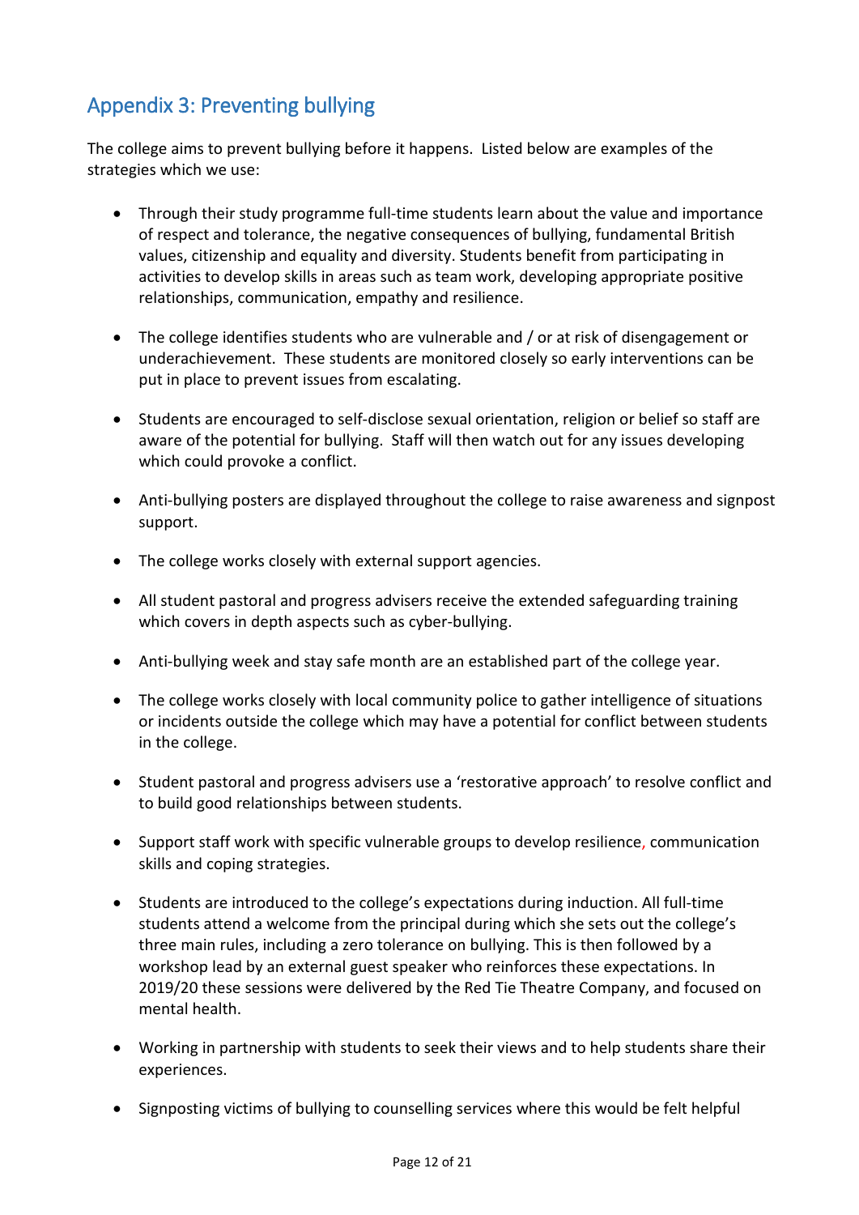## Appendix 3: Preventing bullying

The college aims to prevent bullying before it happens. Listed below are examples of the strategies which we use:

- Through their study programme full-time students learn about the value and importance of respect and tolerance, the negative consequences of bullying, fundamental British values, citizenship and equality and diversity. Students benefit from participating in activities to develop skills in areas such as team work, developing appropriate positive relationships, communication, empathy and resilience.

- The college identifies students who are vulnerable and / or at risk of disengagement or underachievement. These students are monitored closely so early interventions can be put in place to prevent issues from escalating.

- Students are encouraged to self-disclose sexual orientation, religion or belief so staff are aware of the potential for bullying. Staff will then watch out for any issues developing which could provoke a conflict.

- Anti-bullying posters are displayed throughout the college to raise awareness and signpost support.

- The college works closely with external support agencies.

- All student pastoral and progress advisers receive the extended safeguarding training which covers in depth aspects such as cyber-bullying.

- Anti-bullying week and stay safe month are an established part of the college year.

- The college works closely with local community police to gather intelligence of situations or incidents outside the college which may have a potential for conflict between students in the college.

- Student pastoral and progress advisers use a 'restorative approach' to resolve conflict and to build good relationships between students.

- Support staff work with specific vulnerable groups to develop resilience, communication skills and coping strategies.

- Students are introduced to the college's expectations during induction. All full-time students attend a welcome from the principal during which she sets out the college's three main rules, including a zero tolerance on bullying. This is then followed by a workshop lead by an external guest speaker who reinforces these expectations. In 2019/20 these sessions were delivered by the Red Tie Theatre Company, and focused on mental health.

- Working in partnership with students to seek their views and to help students share their experiences.

- Signposting victims of bullying to counselling services where this would be felt helpful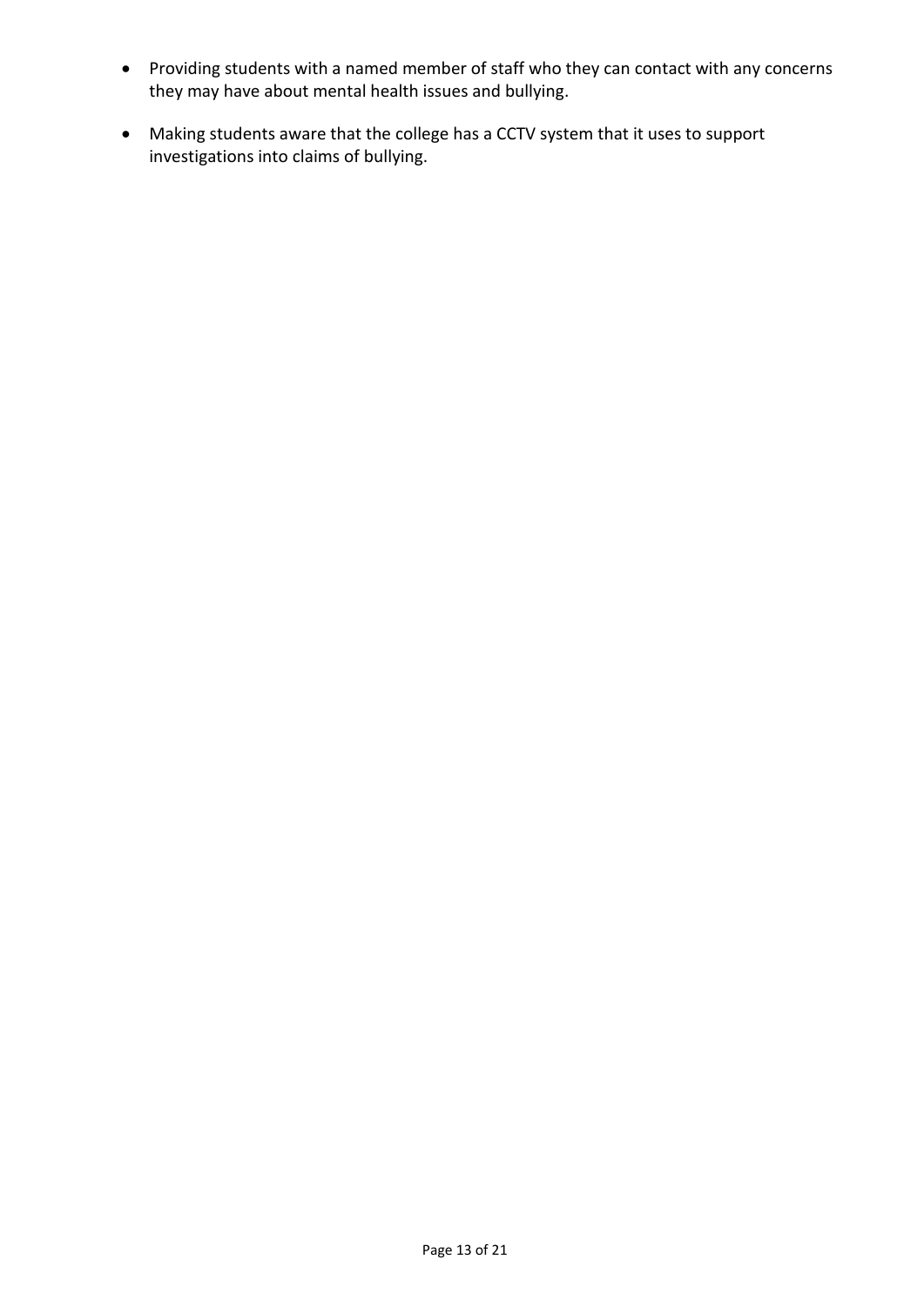- Providing students with a named member of staff who they can contact with any concerns they may have about mental health issues and bullying.
- Making students aware that the college has a CCTV system that it uses to support investigations into claims of bullying.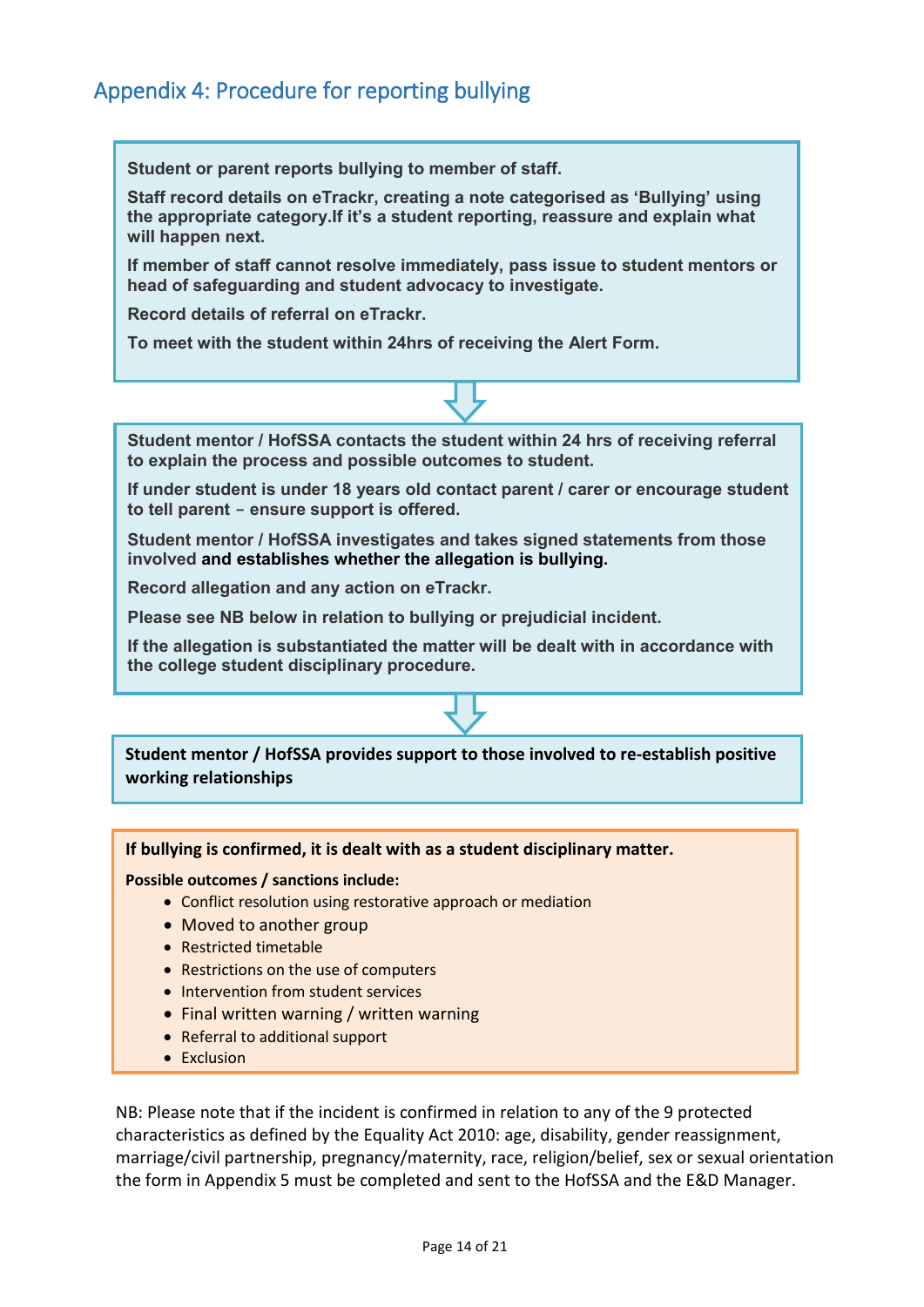## Appendix 4: Procedure for reporting bullying

**Student or parent reports bullying to member of staff.**

**Staff record details on eTrackr, creating a note categorised as 'Bullying' using the appropriate category.If it's a student reporting, reassure and explain what will happen next.**

**If member of staff cannot resolve immediately, pass issue to student mentors or head of safeguarding and student advocacy to investigate.**

**Record details of referral on eTrackr.**

**To meet with the student within 24hrs of receiving the Alert Form.**

⇩

**Student mentor / HofSSA contacts the student within 24 hrs of receiving referral to explain the process and possible outcomes to student.**

**If under student is under 18 years old contact parent / carer or encourage student to tell parent – ensure support is offered.**

**Student mentor / HofSSA investigates and takes signed statements from those involved and establishes whether the allegation is bullying.**

**Record allegation and any action on eTrackr.**

**Please see NB below in relation to bullying or prejudicial incident.**

**If the allegation is substantiated the matter will be dealt with in accordance with the college student disciplinary procedure.**

⇩

**Student mentor / HofSSA provides support to those involved to re-establish positive working relationships**

**If bullying is confirmed, it is dealt with as a student disciplinary matter.**

**Possible outcomes / sanctions include:**

- Conflict resolution using restorative approach or mediation
- Moved to another group
- Restricted timetable
- Restrictions on the use of computers
- Intervention from student services
- Final written warning / written warning
- Referral to additional support
- Exclusion

NB: Please note that if the incident is confirmed in relation to any of the 9 protected characteristics as defined by the Equality Act 2010: age, disability, gender reassignment, marriage/civil partnership, pregnancy/maternity, race, religion/belief, sex or sexual orientation the form in Appendix 5 must be completed and sent to the HofSSA and the E&D Manager.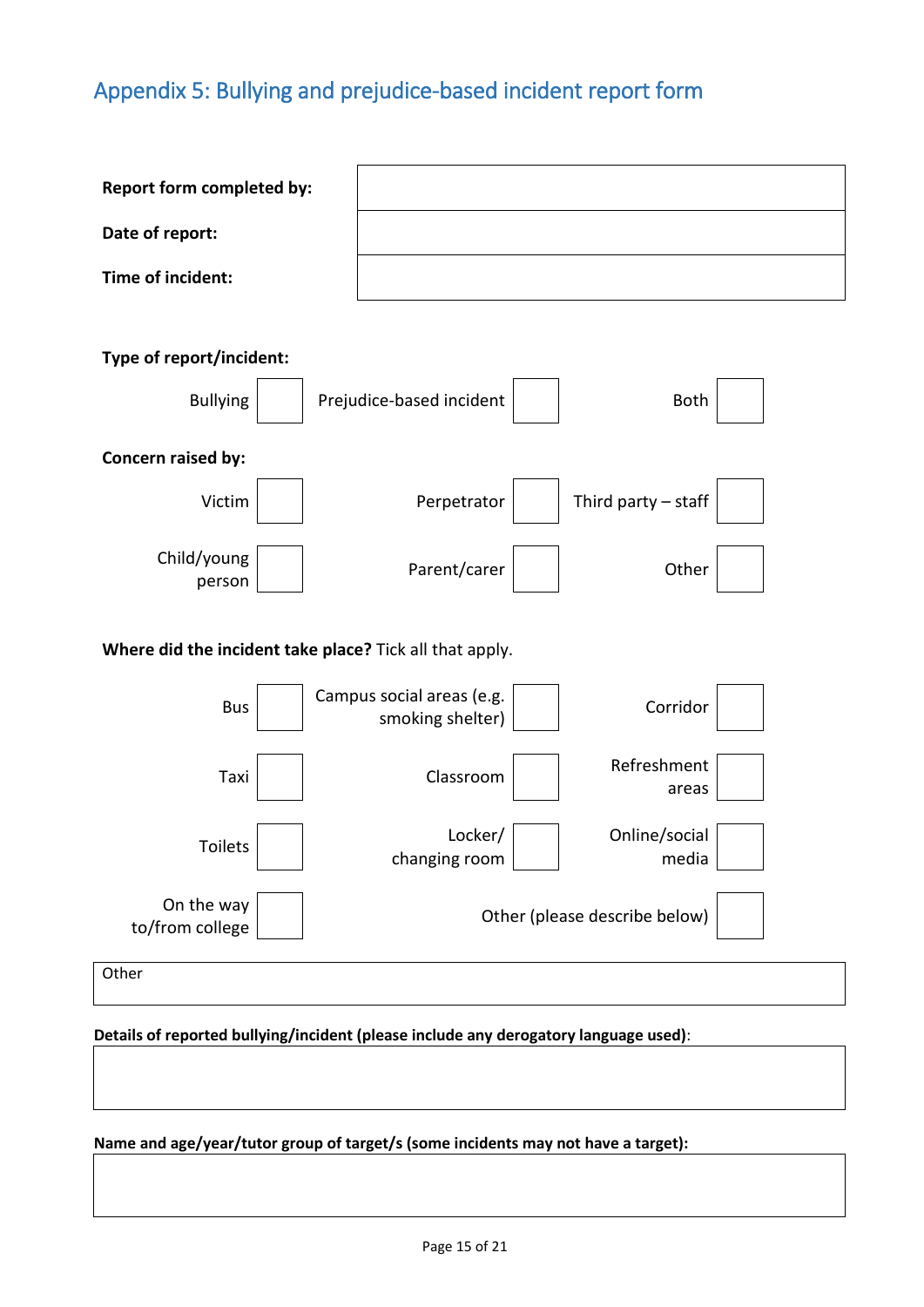## Appendix 5: Bullying and prejudice-based incident report form

| | |
|---|---|
| **Report form completed by:** | |
| **Date of report:** | |
| **Time of incident:** | |

**Type of report/incident:**

| | | | | | |
|---|---|---|---|---|---|
| Bullying | ☐ | Prejudice-based incident | ☐ | Both | ☐ |

**Concern raised by:**

| | | | | | |
|---|---|---|---|---|---|
| Victim | ☐ | Perpetrator | ☐ | Third party – staff | ☐ |
| Child/young person | ☐ | Parent/carer | ☐ | Other | ☐ |

**Where did the incident take place?** Tick all that apply.

| | | | | | |
|---|---|---|---|---|---|
| Bus | ☐ | Campus social areas (e.g. smoking shelter) | ☐ | Corridor | ☐ |
| Taxi | ☐ | Classroom | ☐ | Refreshment areas | ☐ |
| Toilets | ☐ | Locker/ changing room | ☐ | Online/social media | ☐ |
| On the way to/from college | ☐ | | | Other (please describe below) | ☐ |

| Other |
|---|
| |

**Details of reported bullying/incident (please include any derogatory language used)**:

| |
|---|
| |

**Name and age/year/tutor group of target/s (some incidents may not have a target):**

| |
|---|
| |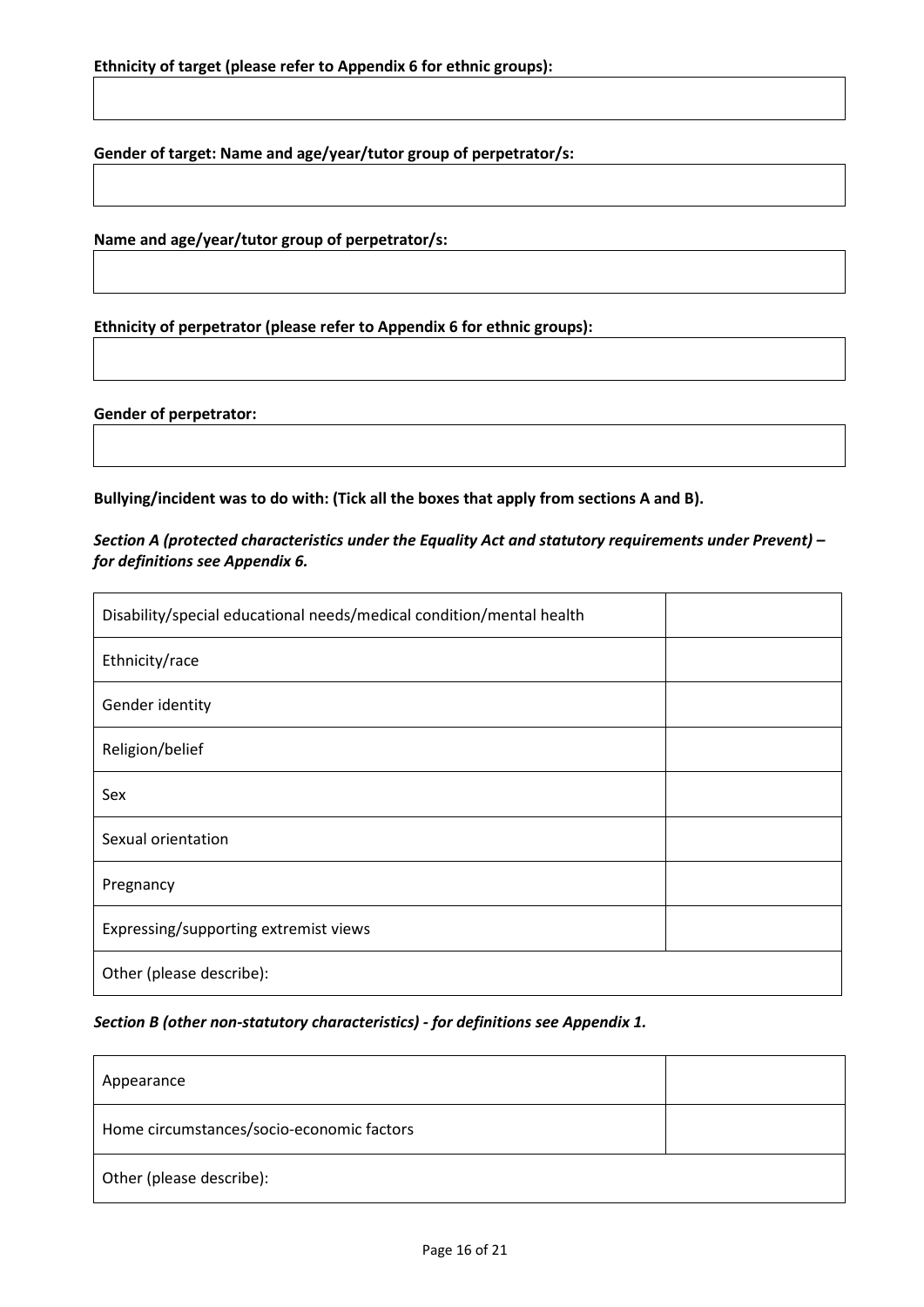**Ethnicity of target (please refer to Appendix 6 for ethnic groups):**

| |
|---|
| |

**Gender of target: Name and age/year/tutor group of perpetrator/s:**

| |
|---|
| |

**Name and age/year/tutor group of perpetrator/s:**

| |
|---|
| |

**Ethnicity of perpetrator (please refer to Appendix 6 for ethnic groups):**

| |
|---|
| |

**Gender of perpetrator:**

| |
|---|
| |

**Bullying/incident was to do with: (Tick all the boxes that apply from sections A and B).**

***Section A (protected characteristics under the Equality Act and statutory requirements under Prevent) – for definitions see Appendix 6.***

| | |
|---|---|
| Disability/special educational needs/medical condition/mental health | |
| Ethnicity/race | |
| Gender identity | |
| Religion/belief | |
| Sex | |
| Sexual orientation | |
| Pregnancy | |
| Expressing/supporting extremist views | |
| Other (please describe): | |

***Section B (other non-statutory characteristics) - for definitions see Appendix 1.***

| | |
|---|---|
| Appearance | |
| Home circumstances/socio-economic factors | |
| Other (please describe): | |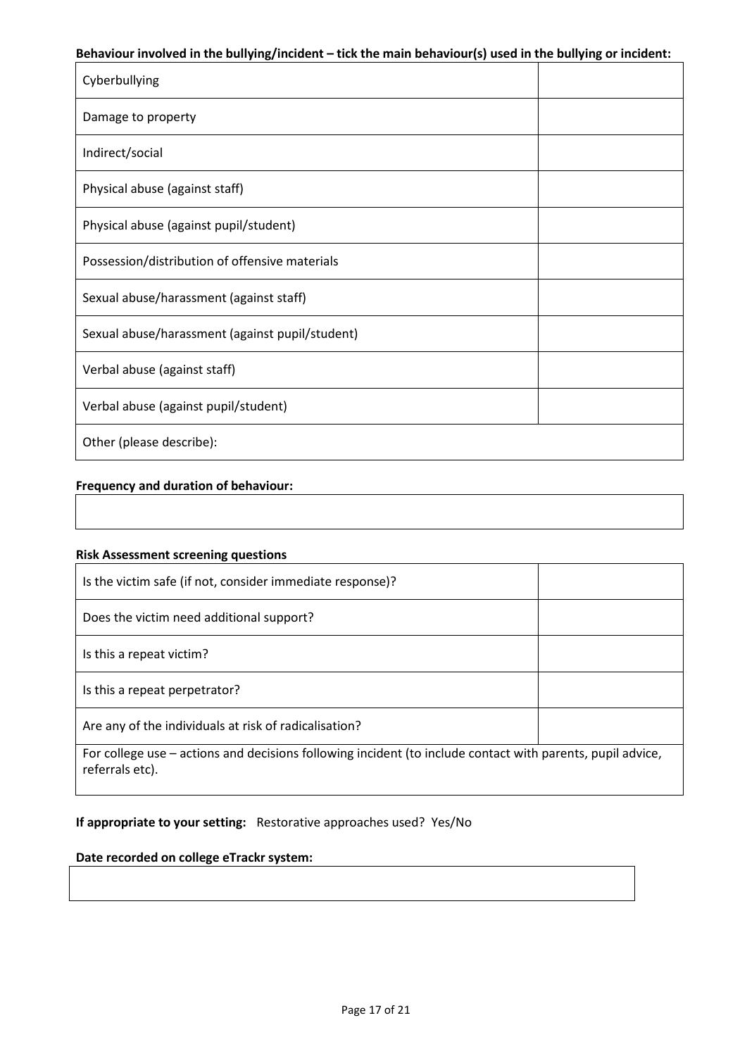**Behaviour involved in the bullying/incident – tick the main behaviour(s) used in the bullying or incident:**

| | |
|---|---|
| Cyberbullying | |
| Damage to property | |
| Indirect/social | |
| Physical abuse (against staff) | |
| Physical abuse (against pupil/student) | |
| Possession/distribution of offensive materials | |
| Sexual abuse/harassment (against staff) | |
| Sexual abuse/harassment (against pupil/student) | |
| Verbal abuse (against staff) | |
| Verbal abuse (against pupil/student) | |
| Other (please describe): | |

**Frequency and duration of behaviour:**

| |
|---|
| |

**Risk Assessment screening questions**

| | |
|---|---|
| Is the victim safe (if not, consider immediate response)? | |
| Does the victim need additional support? | |
| Is this a repeat victim? | |
| Is this a repeat perpetrator? | |
| Are any of the individuals at risk of radicalisation? | |
| For college use – actions and decisions following incident (to include contact with parents, pupil advice, referrals etc). | |

**If appropriate to your setting:** Restorative approaches used? Yes/No

**Date recorded on college eTrackr system:**

| |
|---|
| |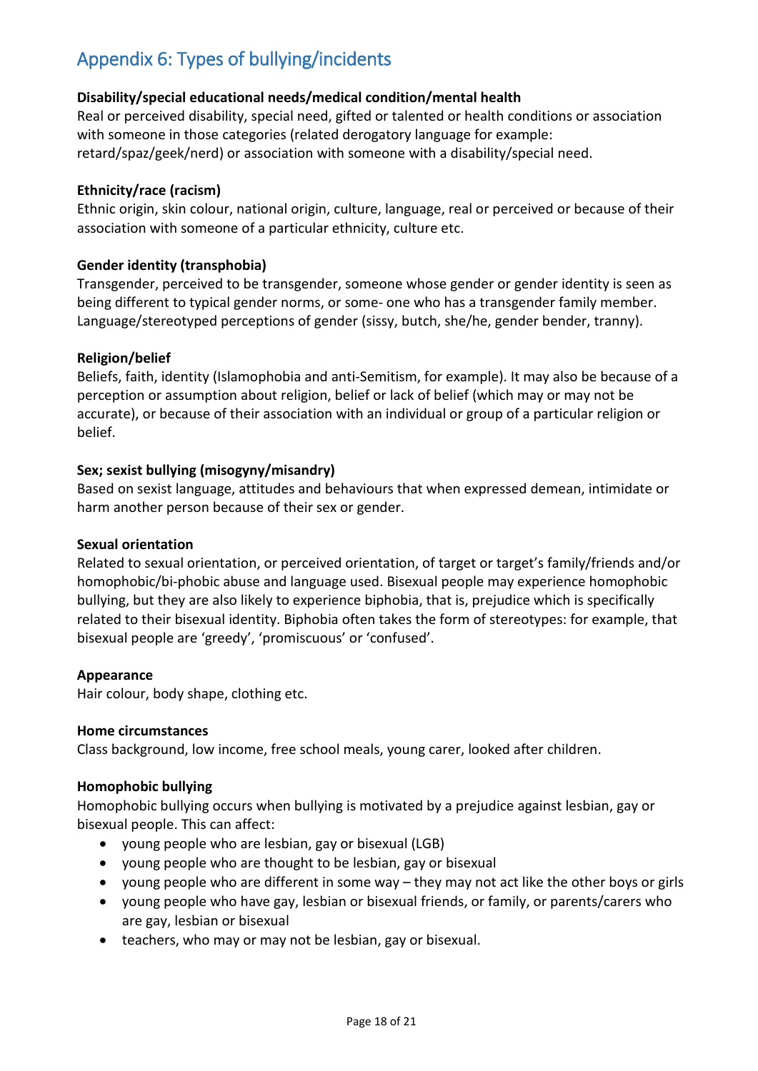## Appendix 6: Types of bullying/incidents

**Disability/special educational needs/medical condition/mental health**
Real or perceived disability, special need, gifted or talented or health conditions or association with someone in those categories (related derogatory language for example: retard/spaz/geek/nerd) or association with someone with a disability/special need.

**Ethnicity/race (racism)**
Ethnic origin, skin colour, national origin, culture, language, real or perceived or because of their association with someone of a particular ethnicity, culture etc.

**Gender identity (transphobia)**
Transgender, perceived to be transgender, someone whose gender or gender identity is seen as being different to typical gender norms, or some- one who has a transgender family member. Language/stereotyped perceptions of gender (sissy, butch, she/he, gender bender, tranny).

**Religion/belief**
Beliefs, faith, identity (Islamophobia and anti-Semitism, for example). It may also be because of a perception or assumption about religion, belief or lack of belief (which may or may not be accurate), or because of their association with an individual or group of a particular religion or belief.

**Sex; sexist bullying (misogyny/misandry)**
Based on sexist language, attitudes and behaviours that when expressed demean, intimidate or harm another person because of their sex or gender.

**Sexual orientation**
Related to sexual orientation, or perceived orientation, of target or target's family/friends and/or homophobic/bi-phobic abuse and language used. Bisexual people may experience homophobic bullying, but they are also likely to experience biphobia, that is, prejudice which is specifically related to their bisexual identity. Biphobia often takes the form of stereotypes: for example, that bisexual people are 'greedy', 'promiscuous' or 'confused'.

**Appearance**
Hair colour, body shape, clothing etc.

**Home circumstances**
Class background, low income, free school meals, young carer, looked after children.

**Homophobic bullying**
Homophobic bullying occurs when bullying is motivated by a prejudice against lesbian, gay or bisexual people. This can affect:

- young people who are lesbian, gay or bisexual (LGB)
- young people who are thought to be lesbian, gay or bisexual
- young people who are different in some way – they may not act like the other boys or girls
- young people who have gay, lesbian or bisexual friends, or family, or parents/carers who are gay, lesbian or bisexual
- teachers, who may or may not be lesbian, gay or bisexual.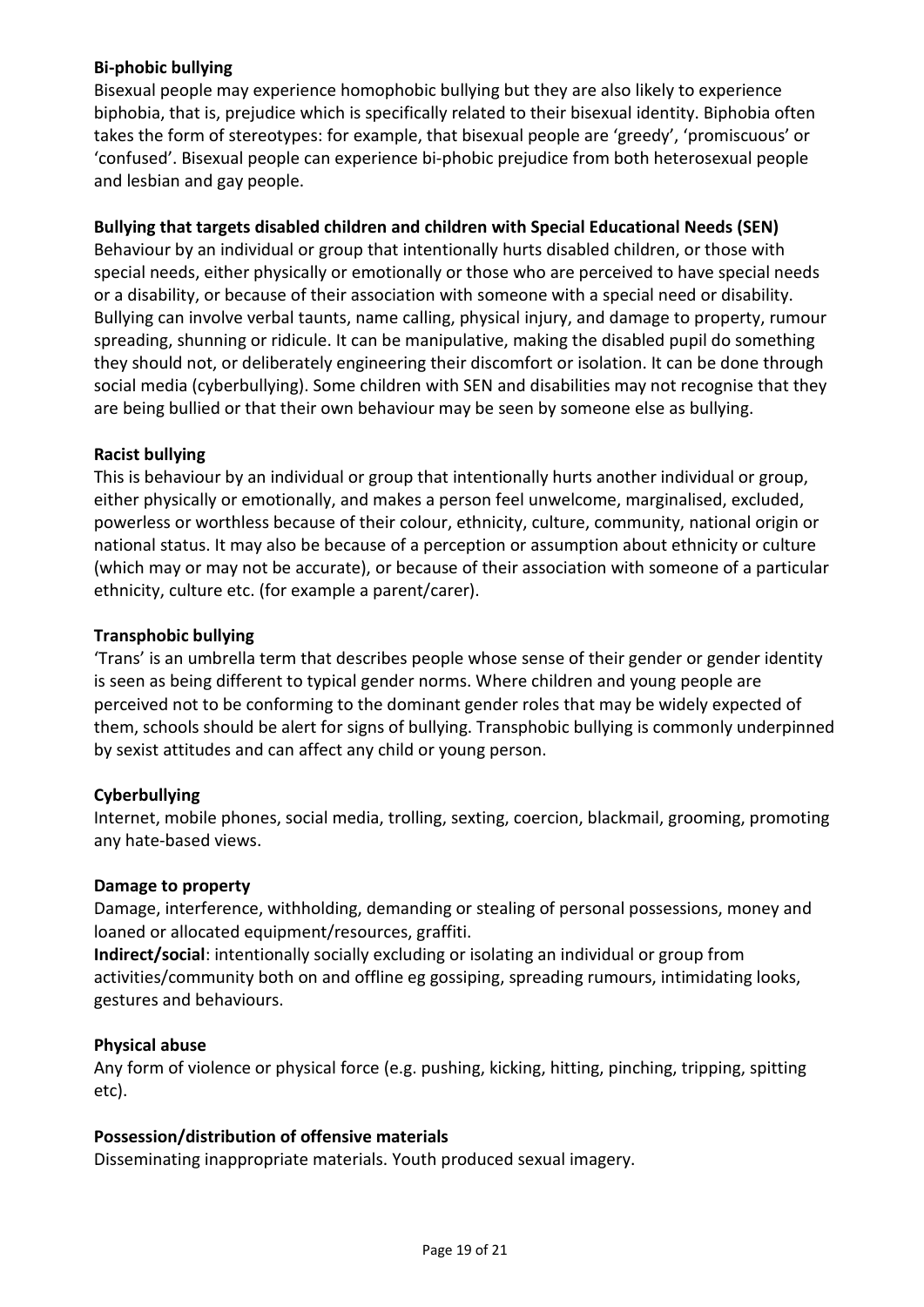**Bi-phobic bullying**
Bisexual people may experience homophobic bullying but they are also likely to experience biphobia, that is, prejudice which is specifically related to their bisexual identity. Biphobia often takes the form of stereotypes: for example, that bisexual people are 'greedy', 'promiscuous' or 'confused'. Bisexual people can experience bi-phobic prejudice from both heterosexual people and lesbian and gay people.

**Bullying that targets disabled children and children with Special Educational Needs (SEN)**
Behaviour by an individual or group that intentionally hurts disabled children, or those with special needs, either physically or emotionally or those who are perceived to have special needs or a disability, or because of their association with someone with a special need or disability. Bullying can involve verbal taunts, name calling, physical injury, and damage to property, rumour spreading, shunning or ridicule. It can be manipulative, making the disabled pupil do something they should not, or deliberately engineering their discomfort or isolation. It can be done through social media (cyberbullying). Some children with SEN and disabilities may not recognise that they are being bullied or that their own behaviour may be seen by someone else as bullying.

**Racist bullying**
This is behaviour by an individual or group that intentionally hurts another individual or group, either physically or emotionally, and makes a person feel unwelcome, marginalised, excluded, powerless or worthless because of their colour, ethnicity, culture, community, national origin or national status. It may also be because of a perception or assumption about ethnicity or culture (which may or may not be accurate), or because of their association with someone of a particular ethnicity, culture etc. (for example a parent/carer).

**Transphobic bullying**
'Trans' is an umbrella term that describes people whose sense of their gender or gender identity is seen as being different to typical gender norms. Where children and young people are perceived not to be conforming to the dominant gender roles that may be widely expected of them, schools should be alert for signs of bullying. Transphobic bullying is commonly underpinned by sexist attitudes and can affect any child or young person.

**Cyberbullying**
Internet, mobile phones, social media, trolling, sexting, coercion, blackmail, grooming, promoting any hate-based views.

**Damage to property**
Damage, interference, withholding, demanding or stealing of personal possessions, money and loaned or allocated equipment/resources, graffiti.
**Indirect/social**: intentionally socially excluding or isolating an individual or group from activities/community both on and offline eg gossiping, spreading rumours, intimidating looks, gestures and behaviours.

**Physical abuse**
Any form of violence or physical force (e.g. pushing, kicking, hitting, pinching, tripping, spitting etc).

**Possession/distribution of offensive materials**
Disseminating inappropriate materials. Youth produced sexual imagery.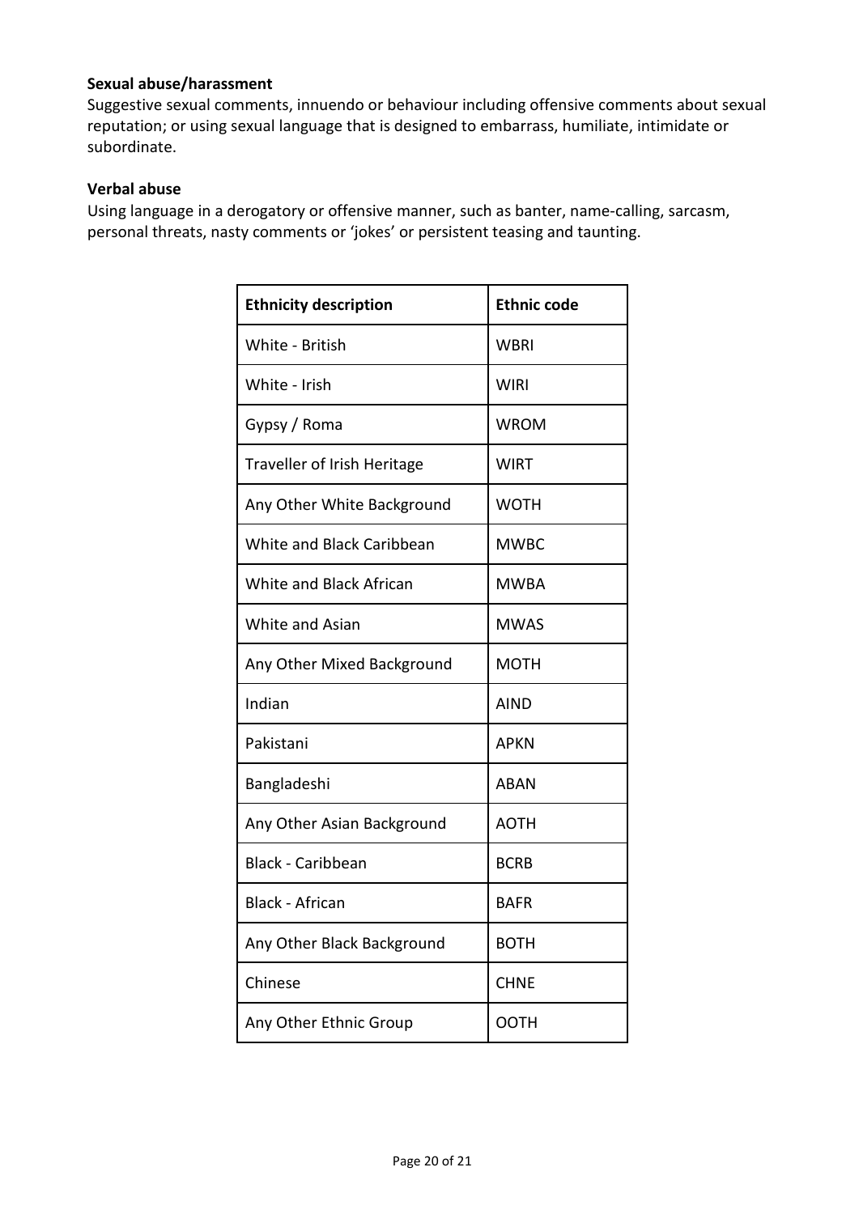**Sexual abuse/harassment**
Suggestive sexual comments, innuendo or behaviour including offensive comments about sexual reputation; or using sexual language that is designed to embarrass, humiliate, intimidate or subordinate.

**Verbal abuse**
Using language in a derogatory or offensive manner, such as banter, name-calling, sarcasm, personal threats, nasty comments or 'jokes' or persistent teasing and taunting.

| Ethnicity description | Ethnic code |
|---|---|
| White - British | WBRI |
| White - Irish | WIRI |
| Gypsy / Roma | WROM |
| Traveller of Irish Heritage | WIRT |
| Any Other White Background | WOTH |
| White and Black Caribbean | MWBC |
| White and Black African | MWBA |
| White and Asian | MWAS |
| Any Other Mixed Background | MOTH |
| Indian | AIND |
| Pakistani | APKN |
| Bangladeshi | ABAN |
| Any Other Asian Background | AOTH |
| Black - Caribbean | BCRB |
| Black - African | BAFR |
| Any Other Black Background | BOTH |
| Chinese | CHNE |
| Any Other Ethnic Group | OOTH |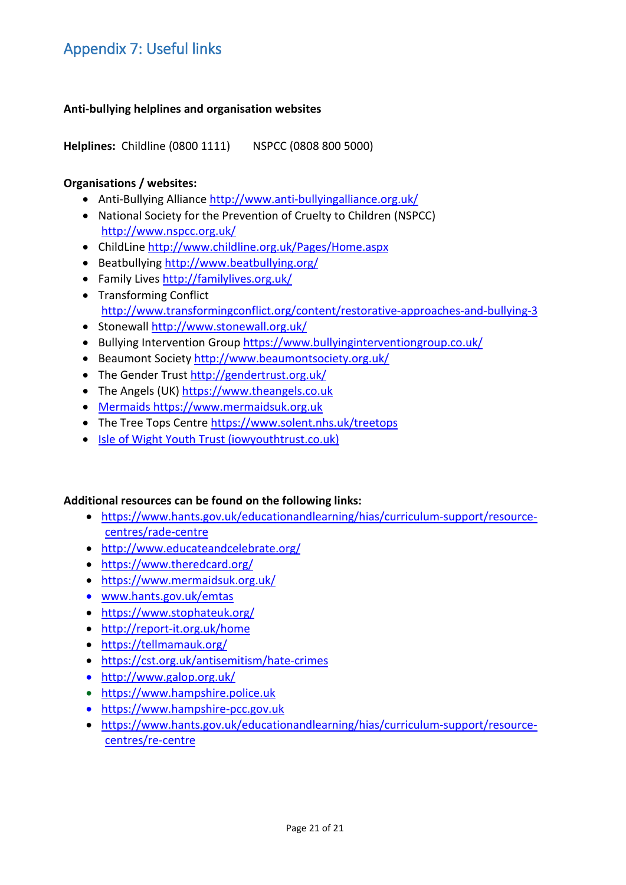## Appendix 7: Useful links

**Anti-bullying helplines and organisation websites**

**Helplines:** Childline (0800 1111)  NSPCC (0808 800 5000)

**Organisations / websites:**

- Anti-Bullying Alliance http://www.anti-bullyingalliance.org.uk/
- National Society for the Prevention of Cruelty to Children (NSPCC) http://www.nspcc.org.uk/
- ChildLine http://www.childline.org.uk/Pages/Home.aspx
- Beatbullying http://www.beatbullying.org/
- Family Lives http://familylives.org.uk/
- Transforming Conflict http://www.transformingconflict.org/content/restorative-approaches-and-bullying-3
- Stonewall http://www.stonewall.org.uk/
- Bullying Intervention Group https://www.bullyinginterventiongroup.co.uk/
- Beaumont Society http://www.beaumontsociety.org.uk/
- The Gender Trust http://gendertrust.org.uk/
- The Angels (UK) https://www.theangels.co.uk
- Mermaids https://www.mermaidsuk.org.uk
- The Tree Tops Centre https://www.solent.nhs.uk/treetops
- Isle of Wight Youth Trust (iowyouthtrust.co.uk)

**Additional resources can be found on the following links:**

- https://www.hants.gov.uk/educationandlearning/hias/curriculum-support/resource-centres/rade-centre
- http://www.educateandcelebrate.org/
- https://www.theredcard.org/
- https://www.mermaidsuk.org.uk/
- www.hants.gov.uk/emtas
- https://www.stophateuk.org/
- http://report-it.org.uk/home
- https://tellmamauk.org/
- https://cst.org.uk/antisemitism/hate-crimes
- http://www.galop.org.uk/
- https://www.hampshire.police.uk
- https://www.hampshire-pcc.gov.uk
- https://www.hants.gov.uk/educationandlearning/hias/curriculum-support/resource-centres/re-centre